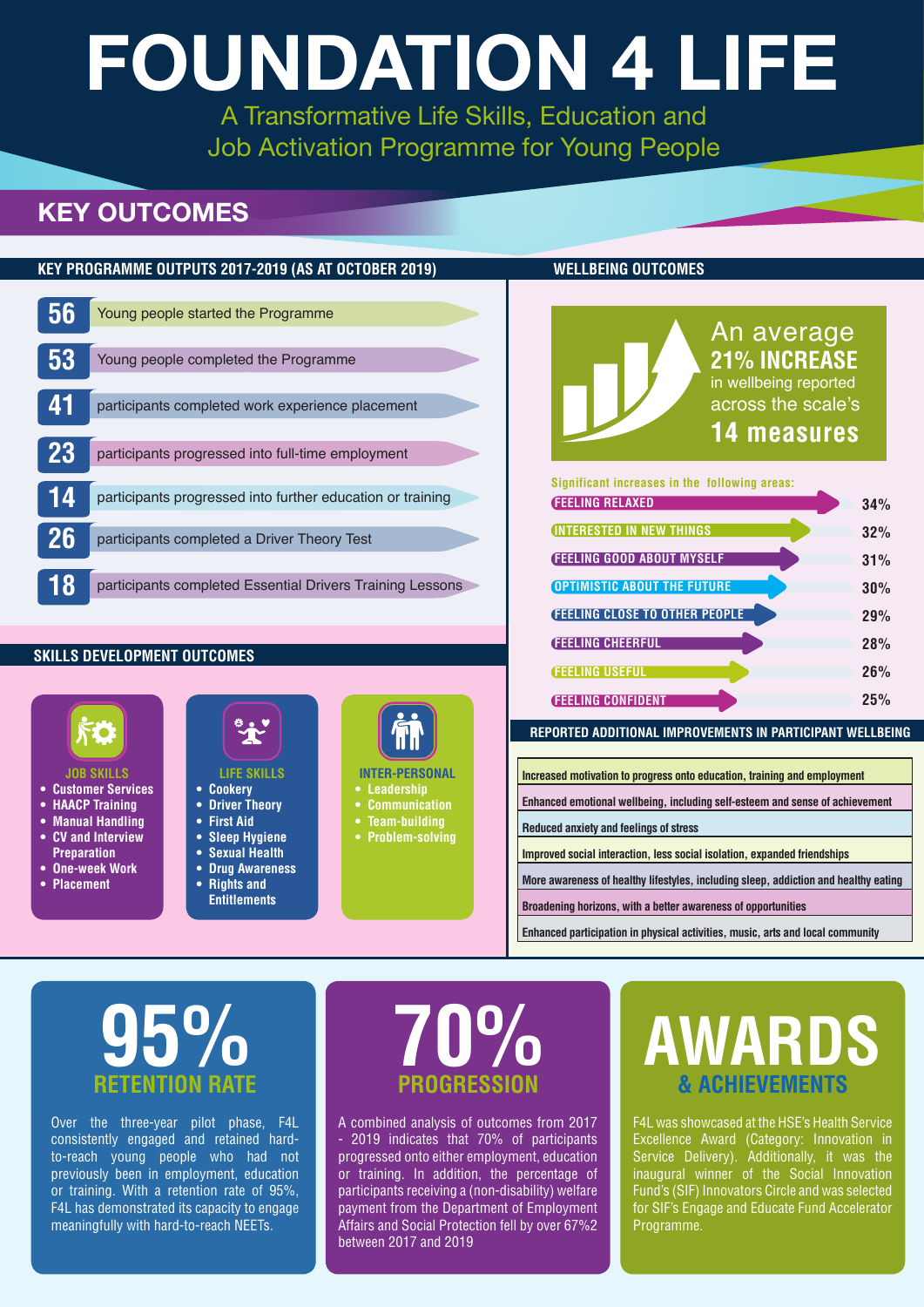# FOUNDATION 4 LIFE

A Transformative Life Skills, Education and Job Activation Programme for Young People

## KEY OUTCOMES

### KEY PROGRAMME OUTPUTS 2017-2019 (AS AT OCTOBER 2019)

- **56** Young people started the Programme
- **53** Young people completed the Programme
- **41** participants completed work experience placement
- **23** participants progressed into full-time employment
- **14** participants progressed into further education or training
- **26** participants completed a Driver Theory Test
- **18** participants completed Essential Drivers Training Lessons

### SKILLS DEVELOPMENT OUTCOMES

**JOB SKILLS**
- Customer Services
- HAACP Training
- Manual Handling
- CV and Interview Preparation
- One-week Work
- Placement

**LIFE SKILLS**
- Cookery
- Driver Theory
- First Aid
- Sleep Hygiene
- Sexual Health
- Drug Awareness
- Rights and Entitlements

**INTER-PERSONAL**
- Leadership
- Communication
- Team-building
- Problem-solving

### WELLBEING OUTCOMES

An average **21% INCREASE** in wellbeing reported across the scale's **14 measures**

Significant increases in the following areas:

| Area | Increase |
|---|---|
| FEELING RELAXED | 34% |
| INTERESTED IN NEW THINGS | 32% |
| FEELING GOOD ABOUT MYSELF | 31% |
| OPTIMISTIC ABOUT THE FUTURE | 30% |
| FEELING CLOSE TO OTHER PEOPLE | 29% |
| FEELING CHEERFUL | 28% |
| FEELING USEFUL | 26% |
| FEELING CONFIDENT | 25% |

### REPORTED ADDITIONAL IMPROVEMENTS IN PARTICIPANT WELLBEING

- Increased motivation to progress onto education, training and employment
- Enhanced emotional wellbeing, including self-esteem and sense of achievement
- Reduced anxiety and feelings of stress
- Improved social interaction, less social isolation, expanded friendships
- More awareness of healthy lifestyles, including sleep, addiction and healthy eating
- Broadening horizons, with a better awareness of opportunities
- Enhanced participation in physical activities, music, arts and local community

## 95% RETENTION RATE

Over the three-year pilot phase, F4L consistently engaged and retained hard-to-reach young people who had not previously been in employment, education or training. With a retention rate of 95%, F4L has demonstrated its capacity to engage meaningfully with hard-to-reach NEETs.

## 70% PROGRESSION

A combined analysis of outcomes from 2017 - 2019 indicates that 70% of participants progressed onto either employment, education or training. In addition, the percentage of participants receiving a (non-disability) welfare payment from the Department of Employment Affairs and Social Protection fell by over 67%2 between 2017 and 2019

## AWARDS & ACHIEVEMENTS

F4L was showcased at the HSE's Health Service Excellence Award (Category: Innovation in Service Delivery). Additionally, it was the inaugural winner of the Social Innovation Fund's (SIF) Innovators Circle and was selected for SIF's Engage and Educate Fund Accelerator Programme.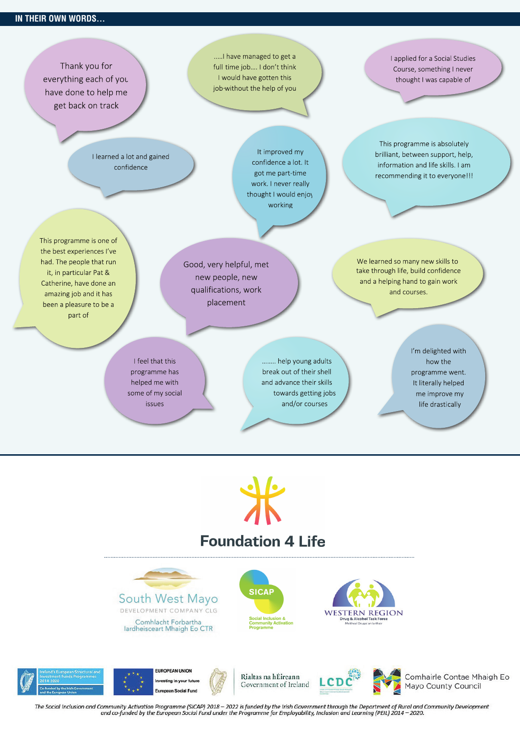## IN THEIR OWN WORDS...

Thank you for everything each of you have done to help me get back on track

.....I have managed to get a full time job.... I don't think I would have gotten this job-without the help of you

I applied for a Social Studies Course, something I never thought I was capable of

I learned a lot and gained confidence

It improved my confidence a lot. It got me part-time work. I never really thought I would enjoy working

This programme is absolutely brilliant, between support, help, information and life skills. I am recommending it to everyone!!!

This programme is one of the best experiences I've had. The people that run it, in particular Pat & Catherine, have done an amazing job and it has been a pleasure to be a part of

Good, very helpful, met new people, new qualifications, work placement

We learned so many new skills to take through life, build confidence and a helping hand to gain work and courses.

I feel that this programme has helped me with some of my social issues

........ help young adults break out of their shell and advance their skills towards getting jobs and/or courses

I'm delighted with how the programme went. It literally helped me improve my life drastically

**Foundation 4 Life**

South West Mayo Development Company CLG
Comhlacht Forbartha Iardheisceart Mhaigh Eo CTR

SICAP
Social Inclusion & Community Activation Programme

Western Region Drug & Alcohol Task Force
Meitheal Drugaí an Iarthair

Ireland's European Structural and Investment Funds Programmes 2014-2020
Co-funded by the Irish Government and the European Union

European Union
Investing in your future
European Social Fund

Rialtas na hÉireann
Government of Ireland

LCDC

Comhairle Contae Mhaigh Eo
Mayo County Council

*The Social Inclusion and Community Activation Programme (SICAP) 2018 – 2022 is funded by the Irish Government through the Department of Rural and Community Development and co-funded by the European Social Fund under the Programme for Employability, Inclusion and Learning (PEIL) 2014 – 2020.*